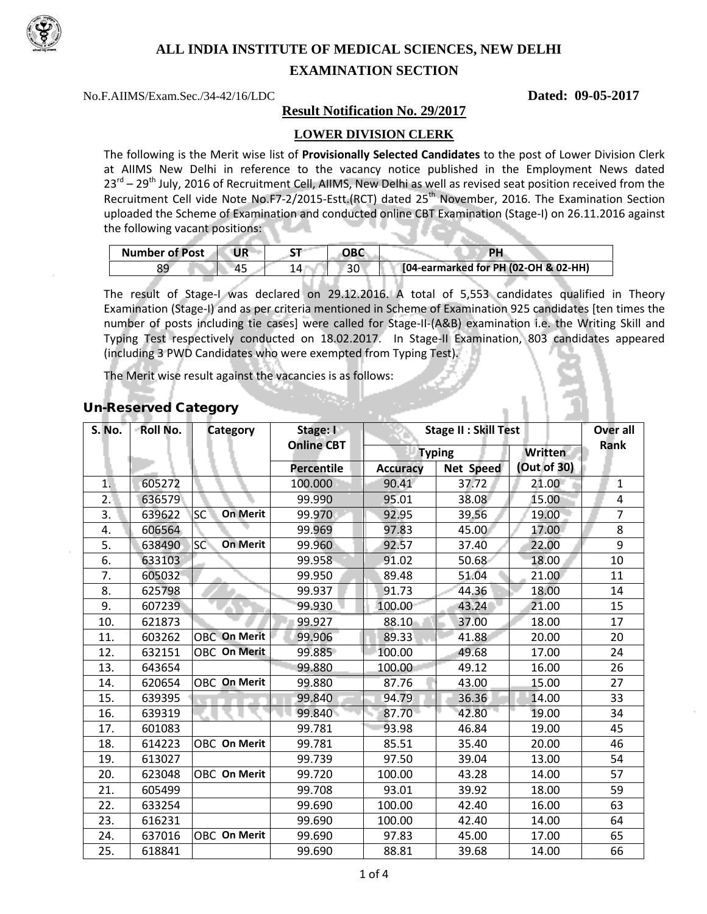# ALL INDIA INSTITUTE OF MEDICAL SCIENCES, NEW DELHI

## EXAMINATION SECTION

No.F.AIIMS/Exam.Sec./34-42/16/LDC **Dated: 09-05-2017**

**Result Notification No. 29/2017**

**LOWER DIVISION CLERK**

The following is the Merit wise list of **Provisionally Selected Candidates** to the post of Lower Division Clerk at AIIMS New Delhi in reference to the vacancy notice published in the Employment News dated 23rd – 29th July, 2016 of Recruitment Cell, AIIMS, New Delhi as well as revised seat position received from the Recruitment Cell vide Note No.F7-2/2015-Estt.(RCT) dated 25th November, 2016. The Examination Section uploaded the Scheme of Examination and conducted online CBT Examination (Stage-I) on 26.11.2016 against the following vacant positions:

| Number of Post | UR | ST | OBC | PH |
|---|---|---|---|---|
| 89 | 45 | 14 | 30 | [04-earmarked for PH (02-OH & 02-HH) |

The result of Stage-I was declared on 29.12.2016. A total of 5,553 candidates qualified in Theory Examination (Stage-I) and as per criteria mentioned in Scheme of Examination 925 candidates [ten times the number of posts including tie cases] were called for Stage-II-(A&B) examination i.e. the Writing Skill and Typing Test respectively conducted on 18.02.2017. In Stage-II Examination, 803 candidates appeared (including 3 PWD Candidates who were exempted from Typing Test).

The Merit wise result against the vacancies is as follows:

### Un-Reserved Category

| S. No. | Roll No. | Category | Stage: I Online CBT | Stage II : Skill Test | | | Over all Rank |
|---|---|---|---|---|---|---|---|
| | | | | Typing | | Written (Out of 30) | |
| | | | Percentile | Accuracy | Net Speed | | |
| 1. | 605272 | | 100.000 | 90.41 | 37.72 | 21.00 | 1 |
| 2. | 636579 | | 99.990 | 95.01 | 38.08 | 15.00 | 4 |
| 3. | 639622 | SC On Merit | 99.970 | 92.95 | 39.56 | 19.00 | 7 |
| 4. | 606564 | | 99.969 | 97.83 | 45.00 | 17.00 | 8 |
| 5. | 638490 | SC On Merit | 99.960 | 92.57 | 37.40 | 22.00 | 9 |
| 6. | 633103 | | 99.958 | 91.02 | 50.68 | 18.00 | 10 |
| 7. | 605032 | | 99.950 | 89.48 | 51.04 | 21.00 | 11 |
| 8. | 625798 | | 99.937 | 91.73 | 44.36 | 18.00 | 14 |
| 9. | 607239 | | 99.930 | 100.00 | 43.24 | 21.00 | 15 |
| 10. | 621873 | | 99.927 | 88.10 | 37.00 | 18.00 | 17 |
| 11. | 603262 | OBC On Merit | 99.906 | 89.33 | 41.88 | 20.00 | 20 |
| 12. | 632151 | OBC On Merit | 99.885 | 100.00 | 49.68 | 17.00 | 24 |
| 13. | 643654 | | 99.880 | 100.00 | 49.12 | 16.00 | 26 |
| 14. | 620654 | OBC On Merit | 99.880 | 87.76 | 43.00 | 15.00 | 27 |
| 15. | 639395 | | 99.840 | 94.79 | 36.36 | 14.00 | 33 |
| 16. | 639319 | | 99.840 | 87.70 | 42.80 | 19.00 | 34 |
| 17. | 601083 | | 99.781 | 93.98 | 46.84 | 19.00 | 45 |
| 18. | 614223 | OBC On Merit | 99.781 | 85.51 | 35.40 | 20.00 | 46 |
| 19. | 613027 | | 99.739 | 97.50 | 39.04 | 13.00 | 54 |
| 20. | 623048 | OBC On Merit | 99.720 | 100.00 | 43.28 | 14.00 | 57 |
| 21. | 605499 | | 99.708 | 93.01 | 39.92 | 18.00 | 59 |
| 22. | 633254 | | 99.690 | 100.00 | 42.40 | 16.00 | 63 |
| 23. | 616231 | | 99.690 | 100.00 | 42.40 | 14.00 | 64 |
| 24. | 637016 | OBC On Merit | 99.690 | 97.83 | 45.00 | 17.00 | 65 |
| 25. | 618841 | | 99.690 | 88.81 | 39.68 | 14.00 | 66 |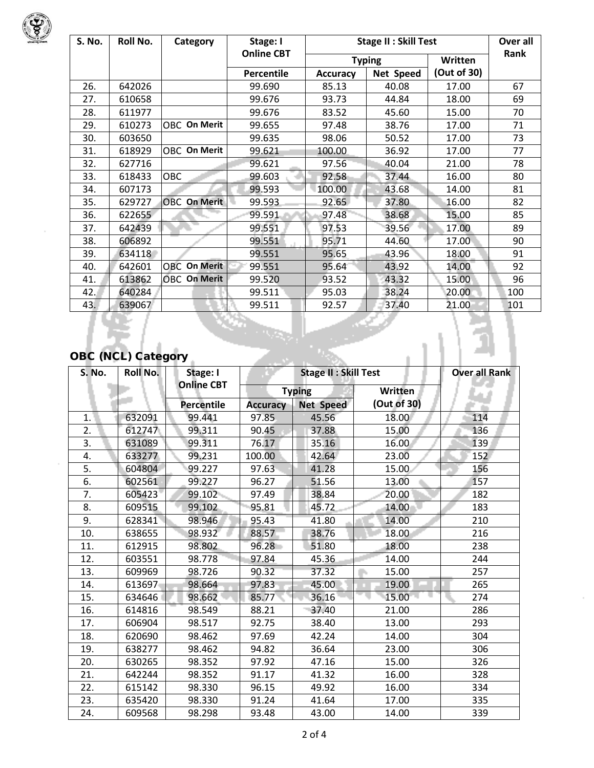| S. No. | Roll No. | Category | Stage: I Online CBT | Stage II : Skill Test | | | Over all Rank |
|---|---|---|---|---|---|---|---|
| | | | | Typing | | Written | |
| | | | Percentile | Accuracy | Net Speed | (Out of 30) | |
| 26. | 642026 | | 99.690 | 85.13 | 40.08 | 17.00 | 67 |
| 27. | 610658 | | 99.676 | 93.73 | 44.84 | 18.00 | 69 |
| 28. | 611977 | | 99.676 | 83.52 | 45.60 | 15.00 | 70 |
| 29. | 610273 | OBC **On Merit** | 99.655 | 97.48 | 38.76 | 17.00 | 71 |
| 30. | 603650 | | 99.635 | 98.06 | 50.52 | 17.00 | 73 |
| 31. | 618929 | OBC **On Merit** | 99.621 | 100.00 | 36.92 | 17.00 | 77 |
| 32. | 627716 | | 99.621 | 97.56 | 40.04 | 21.00 | 78 |
| 33. | 618433 | OBC | 99.603 | 92.58 | 37.44 | 16.00 | 80 |
| 34. | 607173 | | 99.593 | 100.00 | 43.68 | 14.00 | 81 |
| 35. | 629727 | OBC **On Merit** | 99.593 | 92.65 | 37.80 | 16.00 | 82 |
| 36. | 622655 | | 99.591 | 97.48 | 38.68 | 15.00 | 85 |
| 37. | 642439 | | 99.551 | 97.53 | 39.56 | 17.00 | 89 |
| 38. | 606892 | | 99.551 | 95.71 | 44.60 | 17.00 | 90 |
| 39. | 634118 | | 99.551 | 95.65 | 43.96 | 18.00 | 91 |
| 40. | 642601 | OBC **On Merit** | 99.551 | 95.64 | 43.92 | 14.00 | 92 |
| 41. | 613862 | OBC **On Merit** | 99.520 | 93.52 | 43.32 | 15.00 | 96 |
| 42. | 640284 | | 99.511 | 95.03 | 38.24 | 20.00 | 100 |
| 43. | 639067 | | 99.511 | 92.57 | 37.40 | 21.00 | 101 |

## OBC (NCL) Category

| S. No. | Roll No. | Stage: I Online CBT | Stage II : Skill Test | | | Over all Rank |
|---|---|---|---|---|---|---|
| | | | Typing | | Written | |
| | | Percentile | Accuracy | Net Speed | (Out of 30) | |
| 1. | 632091 | 99.441 | 97.85 | 45.56 | 18.00 | 114 |
| 2. | 612747 | 99.311 | 90.45 | 37.88 | 15.00 | 136 |
| 3. | 631089 | 99.311 | 76.17 | 35.16 | 16.00 | 139 |
| 4. | 633277 | 99.231 | 100.00 | 42.64 | 23.00 | 152 |
| 5. | 604804 | 99.227 | 97.63 | 41.28 | 15.00 | 156 |
| 6. | 602561 | 99.227 | 96.27 | 51.56 | 13.00 | 157 |
| 7. | 605423 | 99.102 | 97.49 | 38.84 | 20.00 | 182 |
| 8. | 609515 | 99.102 | 95.81 | 45.72 | 14.00 | 183 |
| 9. | 628341 | 98.946 | 95.43 | 41.80 | 14.00 | 210 |
| 10. | 638655 | 98.932 | 88.57 | 38.76 | 18.00 | 216 |
| 11. | 612915 | 98.802 | 96.28 | 51.80 | 18.00 | 238 |
| 12. | 603551 | 98.778 | 97.84 | 45.36 | 14.00 | 244 |
| 13. | 609969 | 98.726 | 90.32 | 37.32 | 15.00 | 257 |
| 14. | 613697 | 98.664 | 97.83 | 45.00 | 19.00 | 265 |
| 15. | 634646 | 98.662 | 85.77 | 36.16 | 15.00 | 274 |
| 16. | 614816 | 98.549 | 88.21 | 37.40 | 21.00 | 286 |
| 17. | 606904 | 98.517 | 92.75 | 38.40 | 13.00 | 293 |
| 18. | 620690 | 98.462 | 97.69 | 42.24 | 14.00 | 304 |
| 19. | 638277 | 98.462 | 94.82 | 36.64 | 23.00 | 306 |
| 20. | 630265 | 98.352 | 97.92 | 47.16 | 15.00 | 326 |
| 21. | 642244 | 98.352 | 91.17 | 41.32 | 16.00 | 328 |
| 22. | 615142 | 98.330 | 96.15 | 49.92 | 16.00 | 334 |
| 23. | 635420 | 98.330 | 91.24 | 41.64 | 17.00 | 335 |
| 24. | 609568 | 98.298 | 93.48 | 43.00 | 14.00 | 339 |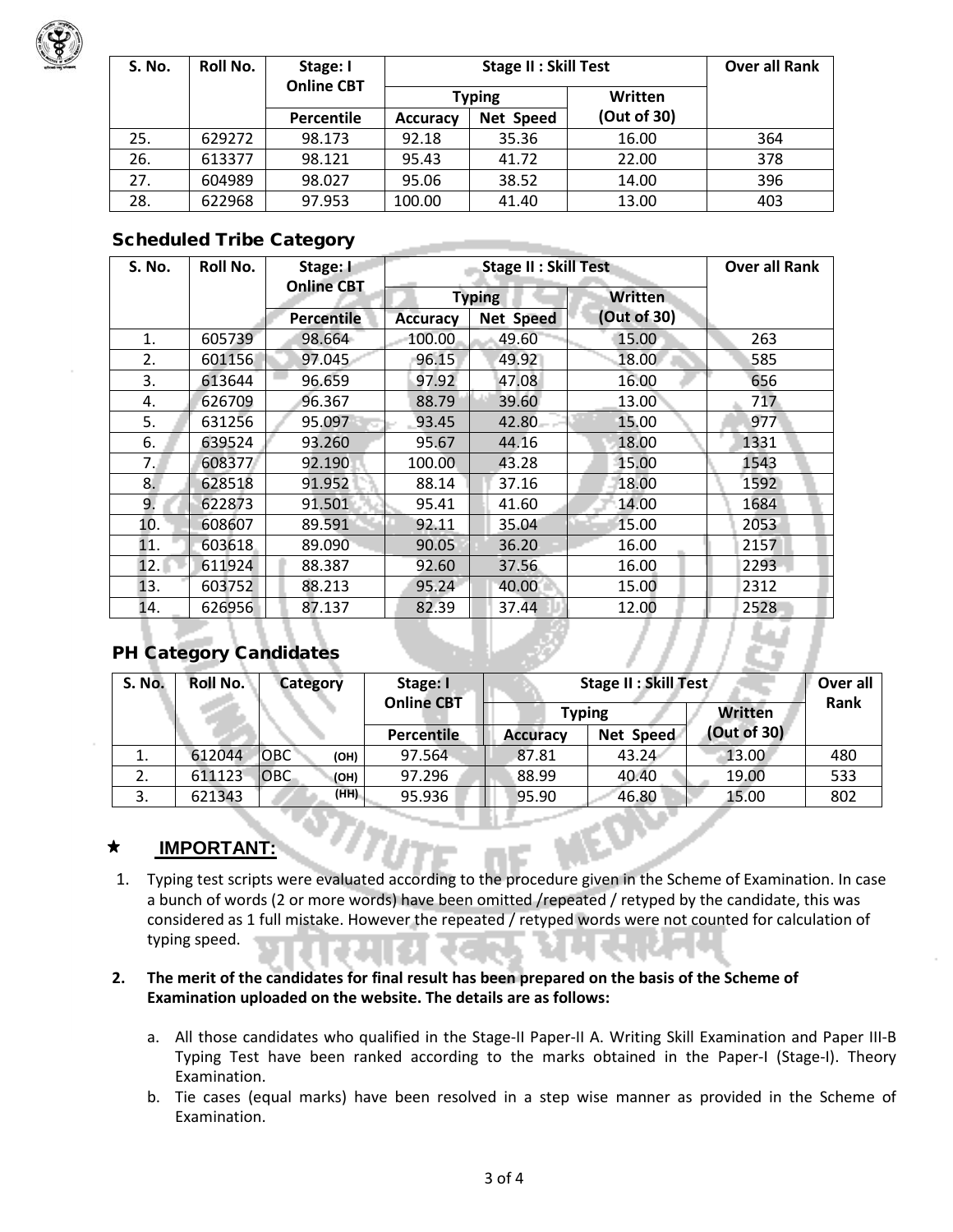| S. No. | Roll No. | Stage: I Online CBT | Stage II : Skill Test | | | Over all Rank |
|---|---|---|---|---|---|---|
| | | | Typing | | Written (Out of 30) | |
| | | Percentile | Accuracy | Net Speed | | |
| 25. | 629272 | 98.173 | 92.18 | 35.36 | 16.00 | 364 |
| 26. | 613377 | 98.121 | 95.43 | 41.72 | 22.00 | 378 |
| 27. | 604989 | 98.027 | 95.06 | 38.52 | 14.00 | 396 |
| 28. | 622968 | 97.953 | 100.00 | 41.40 | 13.00 | 403 |

### Scheduled Tribe Category

| S. No. | Roll No. | Stage: I Online CBT | Stage II : Skill Test | | | Over all Rank |
|---|---|---|---|---|---|---|
| | | | Typing | | Written (Out of 30) | |
| | | Percentile | Accuracy | Net Speed | | |
| 1. | 605739 | 98.664 | 100.00 | 49.60 | 15.00 | 263 |
| 2. | 601156 | 97.045 | 96.15 | 49.92 | 18.00 | 585 |
| 3. | 613644 | 96.659 | 97.92 | 47.08 | 16.00 | 656 |
| 4. | 626709 | 96.367 | 88.79 | 39.60 | 13.00 | 717 |
| 5. | 631256 | 95.097 | 93.45 | 42.80 | 15.00 | 977 |
| 6. | 639524 | 93.260 | 95.67 | 44.16 | 18.00 | 1331 |
| 7. | 608377 | 92.190 | 100.00 | 43.28 | 15.00 | 1543 |
| 8. | 628518 | 91.952 | 88.14 | 37.16 | 18.00 | 1592 |
| 9. | 622873 | 91.501 | 95.41 | 41.60 | 14.00 | 1684 |
| 10. | 608607 | 89.591 | 92.11 | 35.04 | 15.00 | 2053 |
| 11. | 603618 | 89.090 | 90.05 | 36.20 | 16.00 | 2157 |
| 12. | 611924 | 88.387 | 92.60 | 37.56 | 16.00 | 2293 |
| 13. | 603752 | 88.213 | 95.24 | 40.00 | 15.00 | 2312 |
| 14. | 626956 | 87.137 | 82.39 | 37.44 | 12.00 | 2528 |

### PH Category Candidates

| S. No. | Roll No. | Category | Stage: I Online CBT | Stage II : Skill Test | | | Over all Rank |
|---|---|---|---|---|---|---|---|
| | | | | Typing | | Written (Out of 30) | |
| | | | Percentile | Accuracy | Net Speed | | |
| 1. | 612044 | OBC (OH) | 97.564 | 87.81 | 43.24 | 13.00 | 480 |
| 2. | 611123 | OBC (OH) | 97.296 | 88.99 | 40.40 | 19.00 | 533 |
| 3. | 621343 | (HH) | 95.936 | 95.90 | 46.80 | 15.00 | 802 |

## ★ IMPORTANT:

1. Typing test scripts were evaluated according to the procedure given in the Scheme of Examination. In case a bunch of words (2 or more words) have been omitted /repeated / retyped by the candidate, this was considered as 1 full mistake. However the repeated / retyped words were not counted for calculation of typing speed.

2. **The merit of the candidates for final result has been prepared on the basis of the Scheme of Examination uploaded on the website. The details are as follows:**

   a. All those candidates who qualified in the Stage-II Paper-II A. Writing Skill Examination and Paper III-B Typing Test have been ranked according to the marks obtained in the Paper-I (Stage-I). Theory Examination.

   b. Tie cases (equal marks) have been resolved in a step wise manner as provided in the Scheme of Examination.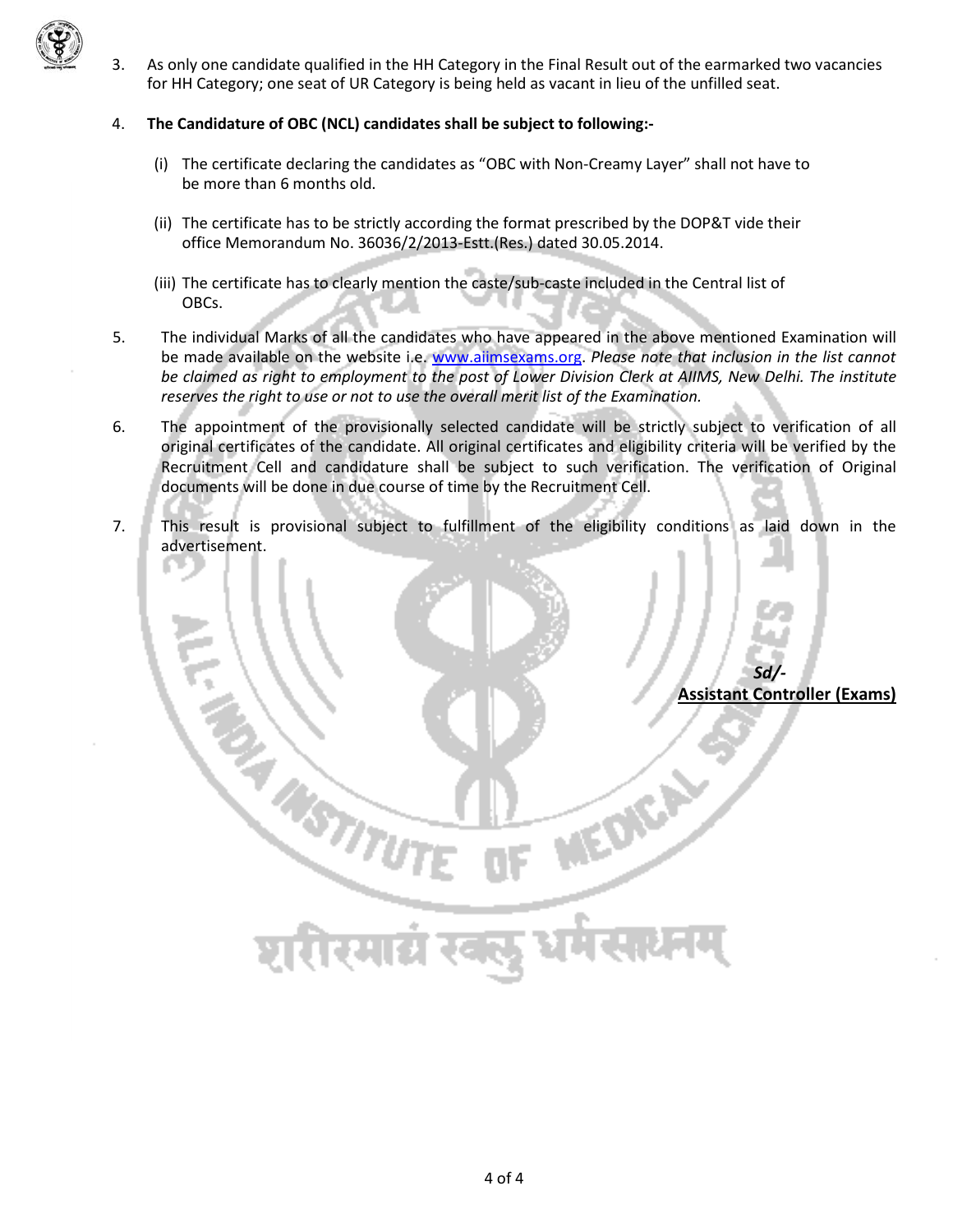3. As only one candidate qualified in the HH Category in the Final Result out of the earmarked two vacancies for HH Category; one seat of UR Category is being held as vacant in lieu of the unfilled seat.

4. **The Candidature of OBC (NCL) candidates shall be subject to following:-**

   (i) The certificate declaring the candidates as "OBC with Non-Creamy Layer" shall not have to be more than 6 months old.

   (ii) The certificate has to be strictly according the format prescribed by the DOP&T vide their office Memorandum No. 36036/2/2013-Estt.(Res.) dated 30.05.2014.

   (iii) The certificate has to clearly mention the caste/sub-caste included in the Central list of OBCs.

5. The individual Marks of all the candidates who have appeared in the above mentioned Examination will be made available on the website i.e. [www.aiimsexams.org](http://www.aiimsexams.org). *Please note that inclusion in the list cannot be claimed as right to employment to the post of Lower Division Clerk at AIIMS, New Delhi. The institute reserves the right to use or not to use the overall merit list of the Examination.*

6. The appointment of the provisionally selected candidate will be strictly subject to verification of all original certificates of the candidate. All original certificates and eligibility criteria will be verified by the Recruitment Cell and candidature shall be subject to such verification. The verification of Original documents will be done in due course of time by the Recruitment Cell.

7. This result is provisional subject to fulfillment of the eligibility conditions as laid down in the advertisement.

***Sd/-***
**Assistant Controller (Exams)**